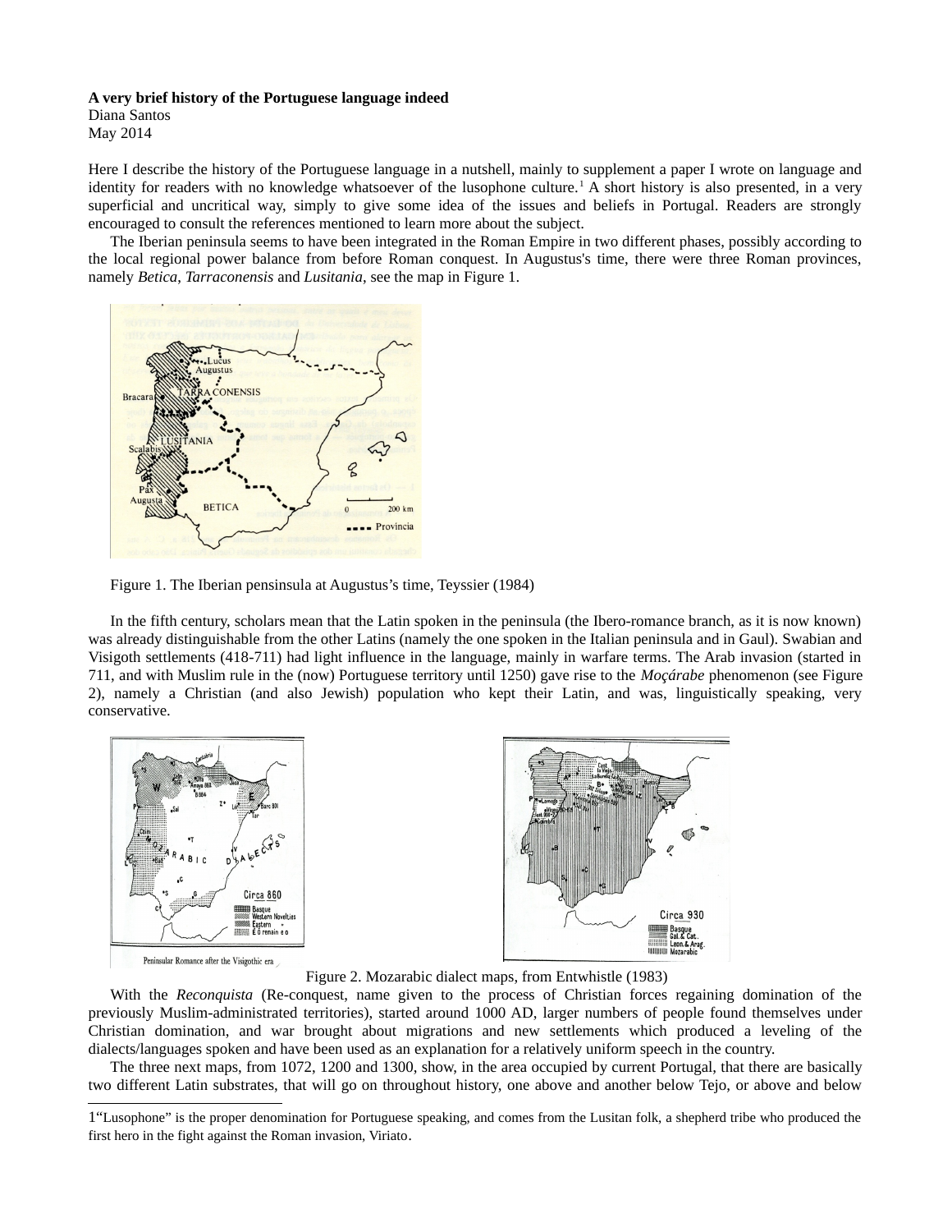**A very brief history of the Portuguese language indeed**
Diana Santos
May 2014

Here I describe the history of the Portuguese language in a nutshell, mainly to supplement a paper I wrote on language and identity for readers with no knowledge whatsoever of the lusophone culture.[1] A short history is also presented, in a very superficial and uncritical way, simply to give some idea of the issues and beliefs in Portugal. Readers are strongly encouraged to consult the references mentioned to learn more about the subject.

The Iberian peninsula seems to have been integrated in the Roman Empire in two different phases, possibly according to the local regional power balance from before Roman conquest. In Augustus's time, there were three Roman provinces, namely *Betica*, *Tarraconensis* and *Lusitania*, see the map in Figure 1.

Figure 1. The Iberian pensinsula at Augustus's time, Teyssier (1984)

In the fifth century, scholars mean that the Latin spoken in the peninsula (the Ibero-romance branch, as it is now known) was already distinguishable from the other Latins (namely the one spoken in the Italian peninsula and in Gaul). Swabian and Visigoth settlements (418-711) had light influence in the language, mainly in warfare terms. The Arab invasion (started in 711, and with Muslim rule in the (now) Portuguese territory until 1250) gave rise to the *Moçárabe* phenomenon (see Figure 2), namely a Christian (and also Jewish) population who kept their Latin, and was, linguistically speaking, very conservative.

Figure 2. Mozarabic dialect maps, from Entwhistle (1983)

With the *Reconquista* (Re-conquest, name given to the process of Christian forces regaining domination of the previously Muslim-administrated territories), started around 1000 AD, larger numbers of people found themselves under Christian domination, and war brought about migrations and new settlements which produced a leveling of the dialects/languages spoken and have been used as an explanation for a relatively uniform speech in the country.

The three next maps, from 1072, 1200 and 1300, show, in the area occupied by current Portugal, that there are basically two different Latin substrates, that will go on throughout history, one above and another below Tejo, or above and below

[1] "Lusophone" is the proper denomination for Portuguese speaking, and comes from the Lusitan folk, a shepherd tribe who produced the first hero in the fight against the Roman invasion, Viriato.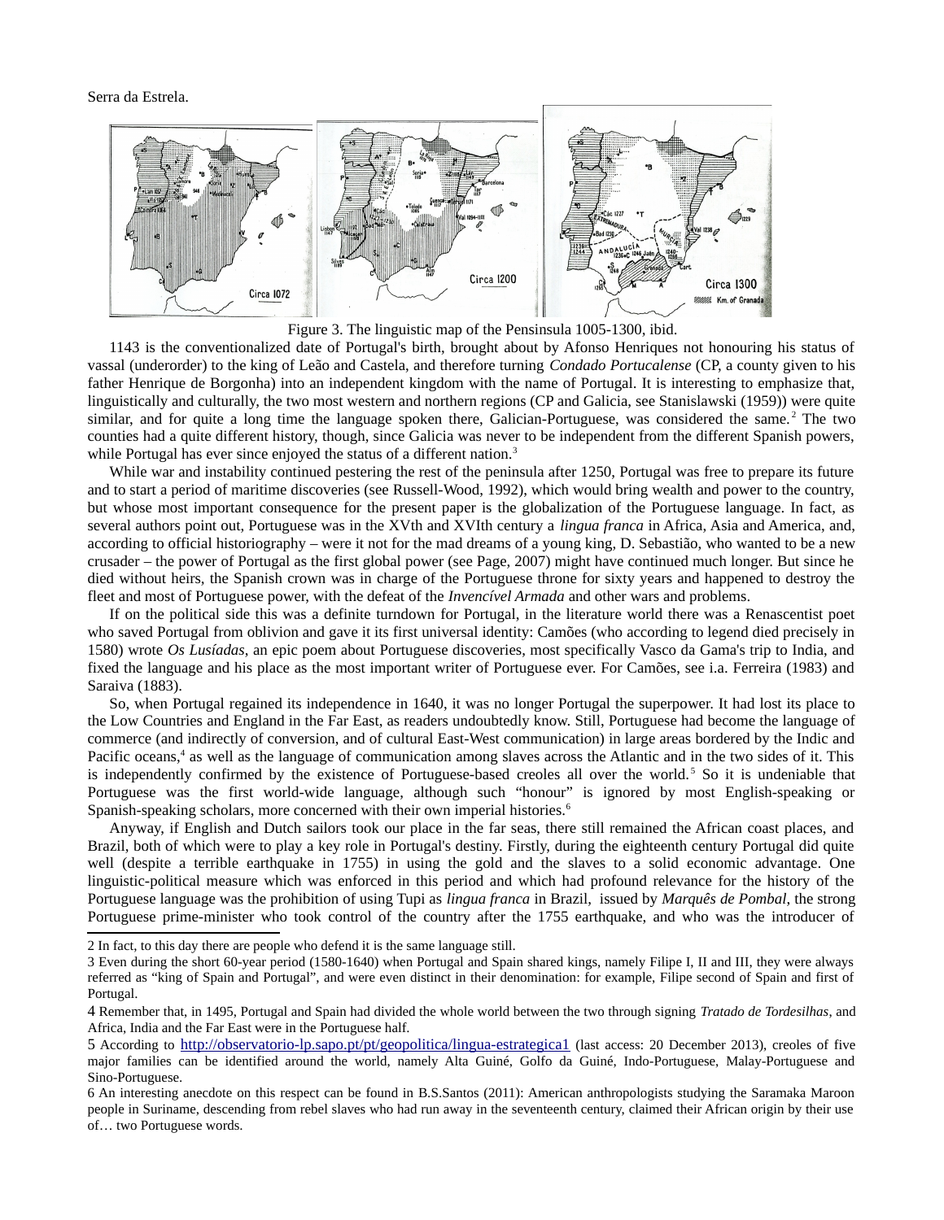Serra da Estrela.

Figure 3. The linguistic map of the Pensinsula 1005-1300, ibid.

1143 is the conventionalized date of Portugal's birth, brought about by Afonso Henriques not honouring his status of vassal (underorder) to the king of Leão and Castela, and therefore turning *Condado Portucalense* (CP, a county given to his father Henrique de Borgonha) into an independent kingdom with the name of Portugal. It is interesting to emphasize that, linguistically and culturally, the two most western and northern regions (CP and Galicia, see Stanislawski (1959)) were quite similar, and for quite a long time the language spoken there, Galician-Portuguese, was considered the same.[2] The two counties had a quite different history, though, since Galicia was never to be independent from the different Spanish powers, while Portugal has ever since enjoyed the status of a different nation.[3]

While war and instability continued pestering the rest of the peninsula after 1250, Portugal was free to prepare its future and to start a period of maritime discoveries (see Russell-Wood, 1992), which would bring wealth and power to the country, but whose most important consequence for the present paper is the globalization of the Portuguese language. In fact, as several authors point out, Portuguese was in the XVth and XVIth century a *lingua franca* in Africa, Asia and America, and, according to official historiography – were it not for the mad dreams of a young king, D. Sebastião, who wanted to be a new crusader – the power of Portugal as the first global power (see Page, 2007) might have continued much longer. But since he died without heirs, the Spanish crown was in charge of the Portuguese throne for sixty years and happened to destroy the fleet and most of Portuguese power, with the defeat of the *Invencível Armada* and other wars and problems.

If on the political side this was a definite turndown for Portugal, in the literature world there was a Renascentist poet who saved Portugal from oblivion and gave it its first universal identity: Camões (who according to legend died precisely in 1580) wrote *Os Lusíadas*, an epic poem about Portuguese discoveries, most specifically Vasco da Gama's trip to India, and fixed the language and his place as the most important writer of Portuguese ever. For Camões, see i.a. Ferreira (1983) and Saraiva (1883).

So, when Portugal regained its independence in 1640, it was no longer Portugal the superpower. It had lost its place to the Low Countries and England in the Far East, as readers undoubtedly know. Still, Portuguese had become the language of commerce (and indirectly of conversion, and of cultural East-West communication) in large areas bordered by the Indic and Pacific oceans,[4] as well as the language of communication among slaves across the Atlantic and in the two sides of it. This is independently confirmed by the existence of Portuguese-based creoles all over the world.[5] So it is undeniable that Portuguese was the first world-wide language, although such "honour" is ignored by most English-speaking or Spanish-speaking scholars, more concerned with their own imperial histories.[6]

Anyway, if English and Dutch sailors took our place in the far seas, there still remained the African coast places, and Brazil, both of which were to play a key role in Portugal's destiny. Firstly, during the eighteenth century Portugal did quite well (despite a terrible earthquake in 1755) in using the gold and the slaves to a solid economic advantage. One linguistic-political measure which was enforced in this period and which had profound relevance for the history of the Portuguese language was the prohibition of using Tupi as *lingua franca* in Brazil, issued by *Marquês de Pombal*, the strong Portuguese prime-minister who took control of the country after the 1755 earthquake, and who was the introducer of

---

2 In fact, to this day there are people who defend it is the same language still.

3 Even during the short 60-year period (1580-1640) when Portugal and Spain shared kings, namely Filipe I, II and III, they were always referred as "king of Spain and Portugal", and were even distinct in their denomination: for example, Filipe second of Spain and first of Portugal.

4 Remember that, in 1495, Portugal and Spain had divided the whole world between the two through signing *Tratado de Tordesilhas*, and Africa, India and the Far East were in the Portuguese half.

5 According to http://observatorio-lp.sapo.pt/pt/geopolitica/lingua-estrategica1 (last access: 20 December 2013), creoles of five major families can be identified around the world, namely Alta Guiné, Golfo da Guiné, Indo-Portuguese, Malay-Portuguese and Sino-Portuguese.

6 An interesting anecdote on this respect can be found in B.S.Santos (2011): American anthropologists studying the Saramaka Maroon people in Suriname, descending from rebel slaves who had run away in the seventeenth century, claimed their African origin by their use of… two Portuguese words.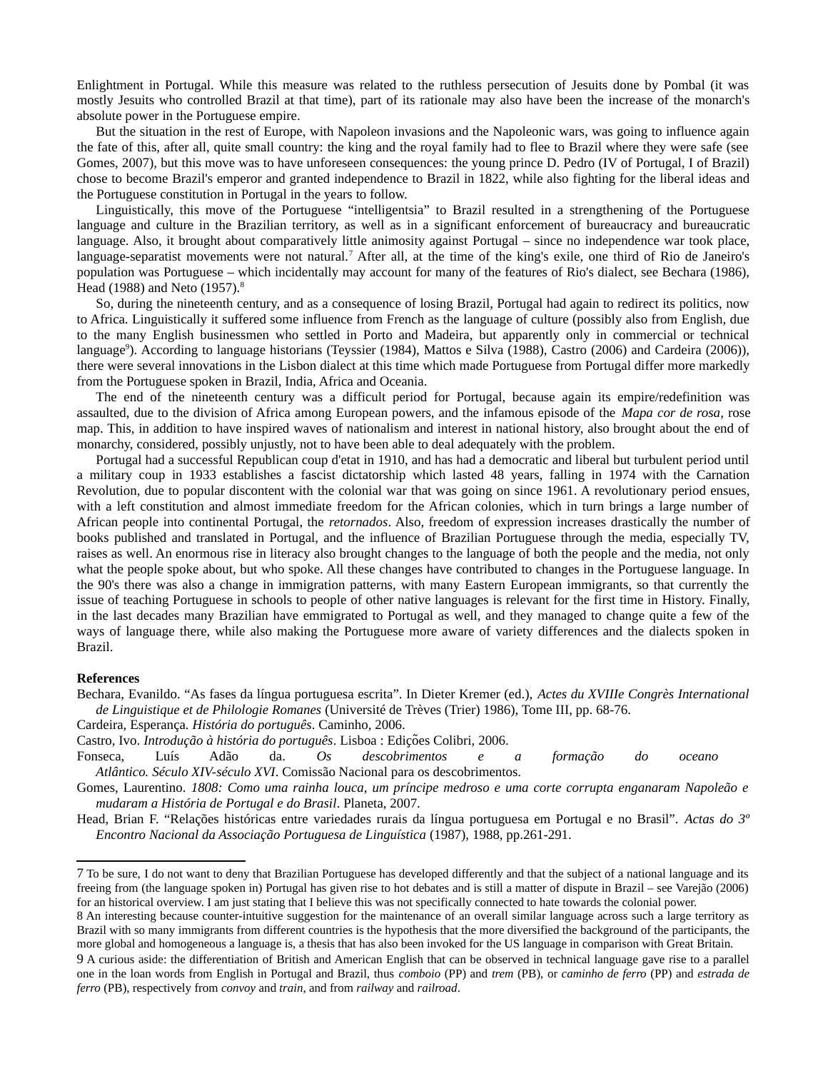Enlightment in Portugal. While this measure was related to the ruthless persecution of Jesuits done by Pombal (it was mostly Jesuits who controlled Brazil at that time), part of its rationale may also have been the increase of the monarch's absolute power in the Portuguese empire.

But the situation in the rest of Europe, with Napoleon invasions and the Napoleonic wars, was going to influence again the fate of this, after all, quite small country: the king and the royal family had to flee to Brazil where they were safe (see Gomes, 2007), but this move was to have unforeseen consequences: the young prince D. Pedro (IV of Portugal, I of Brazil) chose to become Brazil's emperor and granted independence to Brazil in 1822, while also fighting for the liberal ideas and the Portuguese constitution in Portugal in the years to follow.

Linguistically, this move of the Portuguese "intelligentsia" to Brazil resulted in a strengthening of the Portuguese language and culture in the Brazilian territory, as well as in a significant enforcement of bureaucracy and bureaucratic language. Also, it brought about comparatively little animosity against Portugal – since no independence war took place, language-separatist movements were not natural.[7] After all, at the time of the king's exile, one third of Rio de Janeiro's population was Portuguese – which incidentally may account for many of the features of Rio's dialect, see Bechara (1986), Head (1988) and Neto (1957).[8]

So, during the nineteenth century, and as a consequence of losing Brazil, Portugal had again to redirect its politics, now to Africa. Linguistically it suffered some influence from French as the language of culture (possibly also from English, due to the many English businessmen who settled in Porto and Madeira, but apparently only in commercial or technical language[9]). According to language historians (Teyssier (1984), Mattos e Silva (1988), Castro (2006) and Cardeira (2006)), there were several innovations in the Lisbon dialect at this time which made Portuguese from Portugal differ more markedly from the Portuguese spoken in Brazil, India, Africa and Oceania.

The end of the nineteenth century was a difficult period for Portugal, because again its empire/redefinition was assaulted, due to the division of Africa among European powers, and the infamous episode of the *Mapa cor de rosa*, rose map. This, in addition to have inspired waves of nationalism and interest in national history, also brought about the end of monarchy, considered, possibly unjustly, not to have been able to deal adequately with the problem.

Portugal had a successful Republican coup d'etat in 1910, and has had a democratic and liberal but turbulent period until a military coup in 1933 establishes a fascist dictatorship which lasted 48 years, falling in 1974 with the Carnation Revolution, due to popular discontent with the colonial war that was going on since 1961. A revolutionary period ensues, with a left constitution and almost immediate freedom for the African colonies, which in turn brings a large number of African people into continental Portugal, the *retornados*. Also, freedom of expression increases drastically the number of books published and translated in Portugal, and the influence of Brazilian Portuguese through the media, especially TV, raises as well. An enormous rise in literacy also brought changes to the language of both the people and the media, not only what the people spoke about, but who spoke. All these changes have contributed to changes in the Portuguese language. In the 90's there was also a change in immigration patterns, with many Eastern European immigrants, so that currently the issue of teaching Portuguese in schools to people of other native languages is relevant for the first time in History. Finally, in the last decades many Brazilian have emmigrated to Portugal as well, and they managed to change quite a few of the ways of language there, while also making the Portuguese more aware of variety differences and the dialects spoken in Brazil.

**References**

Bechara, Evanildo. "As fases da língua portuguesa escrita". In Dieter Kremer (ed.), *Actes du XVIIIe Congrès International de Linguistique et de Philologie Romanes* (Université de Trèves (Trier) 1986), Tome III, pp. 68-76.

Cardeira, Esperança. *História do português*. Caminho, 2006.

Castro, Ivo. *Introdução à história do português*. Lisboa : Edições Colibri, 2006.

Fonseca, Luís Adão da. *Os descobrimentos e a formação do oceano Atlântico. Século XIV-século XVI*. Comissão Nacional para os descobrimentos.

Gomes, Laurentino. *1808: Como uma rainha louca, um príncipe medroso e uma corte corrupta enganaram Napoleão e mudaram a História de Portugal e do Brasil*. Planeta, 2007.

Head, Brian F. "Relações históricas entre variedades rurais da língua portuguesa em Portugal e no Brasil". *Actas do 3º Encontro Nacional da Associação Portuguesa de Linguística* (1987), 1988, pp.261-291.

---

7 To be sure, I do not want to deny that Brazilian Portuguese has developed differently and that the subject of a national language and its freeing from (the language spoken in) Portugal has given rise to hot debates and is still a matter of dispute in Brazil – see Varejão (2006) for an historical overview. I am just stating that I believe this was not specifically connected to hate towards the colonial power.

8 An interesting because counter-intuitive suggestion for the maintenance of an overall similar language across such a large territory as Brazil with so many immigrants from different countries is the hypothesis that the more diversified the background of the participants, the more global and homogeneous a language is, a thesis that has also been invoked for the US language in comparison with Great Britain.

9 A curious aside: the differentiation of British and American English that can be observed in technical language gave rise to a parallel one in the loan words from English in Portugal and Brazil, thus *comboio* (PP) and *trem* (PB), or *caminho de ferro* (PP) and *estrada de ferro* (PB), respectively from *convoy* and *train*, and from *railway* and *railroad*.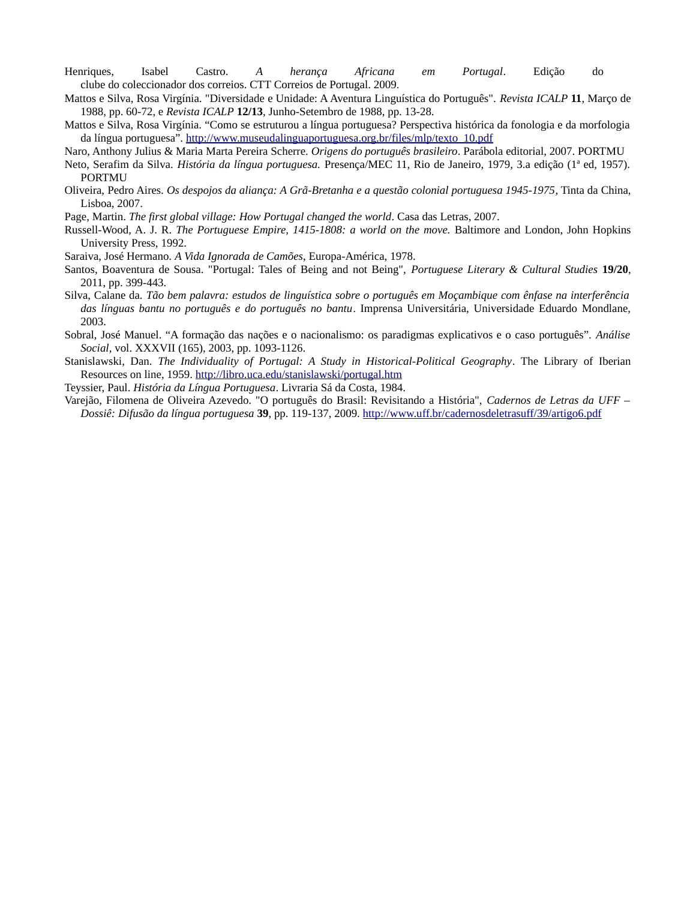Henriques, Isabel Castro. *A herança Africana em Portugal*. Edição do clube do coleccionador dos correios. CTT Correios de Portugal. 2009.

Mattos e Silva, Rosa Virgínia. "Diversidade e Unidade: A Aventura Linguística do Português". *Revista ICALP* **11**, Março de 1988, pp. 60-72, e *Revista ICALP* **12/13**, Junho-Setembro de 1988, pp. 13-28.

Mattos e Silva, Rosa Virgínia. "Como se estruturou a língua portuguesa? Perspectiva histórica da fonologia e da morfologia da língua portuguesa". http://www.museudalinguaportuguesa.org.br/files/mlp/texto_10.pdf

Naro, Anthony Julius & Maria Marta Pereira Scherre. *Origens do português brasileiro*. Parábola editorial, 2007. PORTMU

Neto, Serafim da Silva. *História da língua portuguesa.* Presença/MEC 11, Rio de Janeiro, 1979, 3.a edição (1ª ed, 1957). PORTMU

Oliveira, Pedro Aires. *Os despojos da aliança: A Grã-Bretanha e a questão colonial portuguesa 1945-1975*, Tinta da China, Lisboa, 2007.

Page, Martin. *The first global village: How Portugal changed the world*. Casa das Letras, 2007.

Russell-Wood, A. J. R. *The Portuguese Empire, 1415-1808: a world on the move.* Baltimore and London, John Hopkins University Press, 1992.

Saraiva, José Hermano. *A Vida Ignorada de Camões*, Europa-América, 1978.

Santos, Boaventura de Sousa. "Portugal: Tales of Being and not Being", *Portuguese Literary & Cultural Studies* **19/20**, 2011, pp. 399-443.

Silva, Calane da. *Tão bem palavra: estudos de linguística sobre o português em Moçambique com ênfase na interferência das línguas bantu no português e do português no bantu*. Imprensa Universitária, Universidade Eduardo Mondlane, 2003.

Sobral, José Manuel. "A formação das nações e o nacionalismo: os paradigmas explicativos e o caso português". *Análise Social*, vol. XXXVII (165), 2003, pp. 1093-1126.

Stanislawski, Dan. *The Individuality of Portugal: A Study in Historical-Political Geography*. The Library of Iberian Resources on line, 1959. http://libro.uca.edu/stanislawski/portugal.htm

Teyssier, Paul. *História da Língua Portuguesa*. Livraria Sá da Costa, 1984.

Varejão, Filomena de Oliveira Azevedo. "O português do Brasil: Revisitando a História", *Cadernos de Letras da UFF – Dossiê: Difusão da língua portuguesa* **39**, pp. 119-137, 2009. http://www.uff.br/cadernosdeletrasuff/39/artigo6.pdf